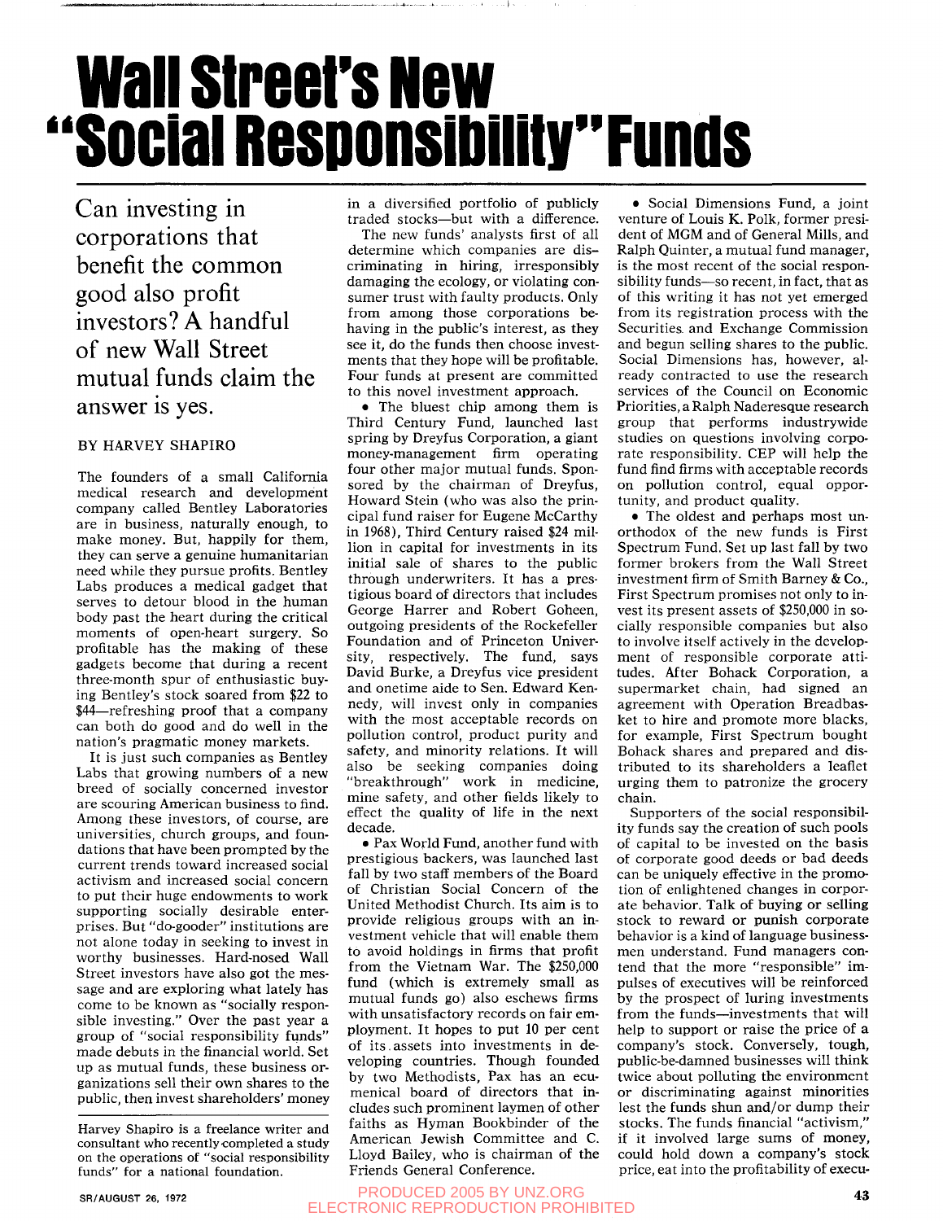# Wall Street's New "Social Responsibility" Funds

Can investing in corporations that benefit the common good also profit investors? A handful of new Wall Street mutual funds claim the answer is yes.

BY HARVEY SHAPIRO

The founders of a small California medical research and development company called Bentley Laboratories are in business, naturally enough, to make money. But, happily for them, they can serve a genuine humanitarian need while they pursue profits. Bentley Labs produces a medical gadget that serves to detour blood in the human body past the heart during the critical moments of open-heart surgery. So profitable has the making of these gadgets become that during a recent three-month spur of enthusiastic buying Bentley's stock soared from $22 to $44—refreshing proof that a company can both do good and do well in the nation's pragmatic money markets.

It is just such companies as Bentley Labs that growing numbers of a new breed of socially concerned investor are scouring American business to find. Among these investors, of course, are universities, church groups, and foundations that have been prompted by the current trends toward increased social activism and increased social concern to put their huge endowments to work supporting socially desirable enterprises. But "do-gooder" institutions are not alone today in seeking to invest in worthy businesses. Hard-nosed Wall Street investors have also got the message and are exploring what lately has come to be known as "socially responsible investing." Over the past year a group of "social responsibility funds" made debuts in the financial world. Set up as mutual funds, these business organizations sell their own shares to the public, then invest shareholders' money in a diversified portfolio of publicly traded stocks—but with a difference.

The new funds' analysts first of all determine which companies are discriminating in hiring, irresponsibly damaging the ecology, or violating consumer trust with faulty products. Only from among those corporations behaving in the public's interest, as they see it, do the funds then choose investments that they hope will be profitable. Four funds at present are committed to this novel investment approach.

- The bluest chip among them is Third Century Fund, launched last spring by Dreyfus Corporation, a giant money-management firm operating four other major mutual funds. Sponsored by the chairman of Dreyfus, Howard Stein (who was also the principal fund raiser for Eugene McCarthy in 1968), Third Century raised $24 million in capital for investments in its initial sale of shares to the public through underwriters. It has a prestigious board of directors that includes George Harrer and Robert Goheen, outgoing presidents of the Rockefeller Foundation and of Princeton University, respectively. The fund, says David Burke, a Dreyfus vice president and onetime aide to Sen. Edward Kennedy, will invest only in companies with the most acceptable records on pollution control, product purity and safety, and minority relations. It will also be seeking companies doing "breakthrough" work in medicine, mine safety, and other fields likely to effect the quality of life in the next decade.

- Pax World Fund, another fund with prestigious backers, was launched last fall by two staff members of the Board of Christian Social Concern of the United Methodist Church. Its aim is to provide religious groups with an investment vehicle that will enable them to avoid holdings in firms that profit from the Vietnam War. The $250,000 fund (which is extremely small as mutual funds go) also eschews firms with unsatisfactory records on fair employment. It hopes to put 10 per cent of its assets into investments in developing countries. Though founded by two Methodists, Pax has an ecumenical board of directors that includes such prominent laymen of other faiths as Hyman Bookbinder of the American Jewish Committee and C. Lloyd Bailey, who is chairman of the Friends General Conference.

- Social Dimensions Fund, a joint venture of Louis K. Polk, former president of MGM and of General Mills, and Ralph Quinter, a mutual fund manager, is the most recent of the social responsibility funds—so recent, in fact, that as of this writing it has not yet emerged from its registration process with the Securities and Exchange Commission and begun selling shares to the public. Social Dimensions has, however, already contracted to use the research services of the Council on Economic Priorities, a Ralph Naderesque research group that performs industrywide studies on questions involving corporate responsibility. CEP will help the fund find firms with acceptable records on pollution control, equal opportunity, and product quality.

- The oldest and perhaps most unorthodox of the new funds is First Spectrum Fund. Set up last fall by two former brokers from the Wall Street investment firm of Smith Barney & Co., First Spectrum promises not only to invest its present assets of $250,000 in socially responsible companies but also to involve itself actively in the development of responsible corporate attitudes. After Bohack Corporation, a supermarket chain, had signed an agreement with Operation Breadbasket to hire and promote more blacks, for example, First Spectrum bought Bohack shares and prepared and distributed to its shareholders a leaflet urging them to patronize the grocery chain.

Supporters of the social responsibility funds say the creation of such pools of capital to be invested on the basis of corporate good deeds or bad deeds can be uniquely effective in the promotion of enlightened changes in corporate behavior. Talk of buying or selling stock to reward or punish corporate behavior is a kind of language businessmen understand. Fund managers contend that the more "responsible" impulses of executives will be reinforced by the prospect of luring investments from the funds—investments that will help to support or raise the price of a company's stock. Conversely, tough, public-be-damned businesses will think twice about polluting the environment or discriminating against minorities lest the funds shun and/or dump their stocks. The funds financial "activism," if it involved large sums of money, could hold down a company's stock price, eat into the profitability of execu-

Harvey Shapiro is a freelance writer and consultant who recently completed a study on the operations of "social responsibility funds" for a national foundation.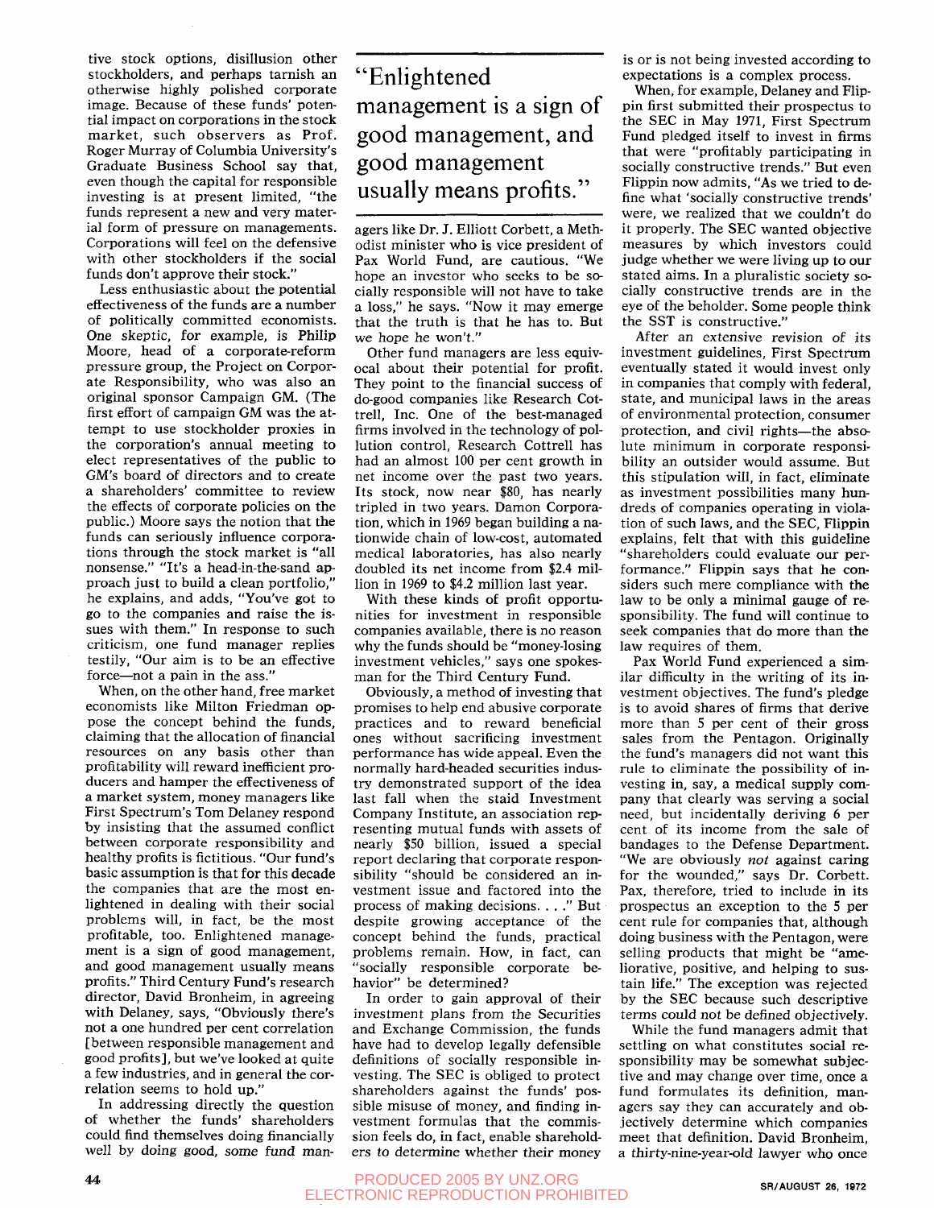tive stock options, disillusion other stockholders, and perhaps tarnish an otherwise highly polished corporate image. Because of these funds' potential impact on corporations in the stock market, such observers as Prof. Roger Murray of Columbia University's Graduate Business School say that, even though the capital for responsible investing is at present limited, "the funds represent a new and very material form of pressure on managements. Corporations will feel on the defensive with other stockholders if the social funds don't approve their stock."

Less enthusiastic about the potential effectiveness of the funds are a number of politically committed economists. One skeptic, for example, is Philip Moore, head of a corporate-reform pressure group, the Project on Corporate Responsibility, who was also an original sponsor Campaign GM. (The first effort of campaign GM was the attempt to use stockholder proxies in the corporation's annual meeting to elect representatives of the public to GM's board of directors and to create a shareholders' committee to review the effects of corporate policies on the public.) Moore says the notion that the funds can seriously influence corporations through the stock market is "all nonsense." "It's a head-in-the-sand approach just to build a clean portfolio," he explains, and adds, "You've got to go to the companies and raise the issues with them." In response to such criticism, one fund manager replies testily, "Our aim is to be an effective force—not a pain in the ass."

When, on the other hand, free market economists like Milton Friedman oppose the concept behind the funds, claiming that the allocation of financial resources on any basis other than profitability will reward inefficient producers and hamper the effectiveness of a market system, money managers like First Spectrum's Tom Delaney respond by insisting that the assumed conflict between corporate responsibility and healthy profits is fictitious. "Our fund's basic assumption is that for this decade the companies that are the most enlightened in dealing with their social problems will, in fact, be the most profitable, too. Enlightened management is a sign of good management, and good management usually means profits." Third Century Fund's research director, David Bronheim, in agreeing with Delaney, says, "Obviously there's not a one hundred per cent correlation [between responsible management and good profits], but we've looked at quite a few industries, and in general the correlation seems to hold up."

In addressing directly the question of whether the funds' shareholders could find themselves doing financially well by doing good, some fund managers like Dr. J. Elliott Corbett, a Methodist minister who is vice president of Pax World Fund, are cautious. "We hope an investor who seeks to be socially responsible will not have to take a loss," he says. "Now it may emerge that the truth is that he has to. But we hope he won't."

> "Enlightened management is a sign of good management, and good management usually means profits."

Other fund managers are less equivocal about their potential for profit. They point to the financial success of do-good companies like Research Cottrell, Inc. One of the best-managed firms involved in the technology of pollution control, Research Cottrell has had an almost 100 per cent growth in net income over the past two years. Its stock, now near $80, has nearly tripled in two years. Damon Corporation, which in 1969 began building a nationwide chain of low-cost, automated medical laboratories, has also nearly doubled its net income from $2.4 million in 1969 to $4.2 million last year.

With these kinds of profit opportunities for investment in responsible companies available, there is no reason why the funds should be "money-losing investment vehicles," says one spokesman for the Third Century Fund.

Obviously, a method of investing that promises to help end abusive corporate practices and to reward beneficial ones without sacrificing investment performance has wide appeal. Even the normally hard-headed securities industry demonstrated support of the idea last fall when the staid Investment Company Institute, an association representing mutual funds with assets of nearly $50 billion, issued a special report declaring that corporate responsibility "should be considered an investment issue and factored into the process of making decisions. . . ." But despite growing acceptance of the concept behind the funds, practical problems remain. How, in fact, can "socially responsible corporate behavior" be determined?

In order to gain approval of their investment plans from the Securities and Exchange Commission, the funds have had to develop legally defensible definitions of socially responsible investing. The SEC is obliged to protect shareholders against the funds' possible misuse of money, and finding investment formulas that the commission feels do, in fact, enable shareholders to determine whether their money is or is not being invested according to expectations is a complex process.

When, for example, Delaney and Flippin first submitted their prospectus to the SEC in May 1971, First Spectrum Fund pledged itself to invest in firms that were "profitably participating in socially constructive trends." But even Flippin now admits, "As we tried to define what 'socially constructive trends' were, we realized that we couldn't do it properly. The SEC wanted objective measures by which investors could judge whether we were living up to our stated aims. In a pluralistic society socially constructive trends are in the eye of the beholder. Some people think the SST is constructive."

After an extensive revision of its investment guidelines, First Spectrum eventually stated it would invest only in companies that comply with federal, state, and municipal laws in the areas of environmental protection, consumer protection, and civil rights—the absolute minimum in corporate responsibility an outsider would assume. But this stipulation will, in fact, eliminate as investment possibilities many hundreds of companies operating in violation of such laws, and the SEC, Flippin explains, felt that with this guideline "shareholders could evaluate our performance." Flippin says that he considers such mere compliance with the law to be only a minimal gauge of responsibility. The fund will continue to seek companies that do more than the law requires of them.

Pax World Fund experienced a similar difficulty in the writing of its investment objectives. The fund's pledge is to avoid shares of firms that derive more than 5 per cent of their gross sales from the Pentagon. Originally the fund's managers did not want this rule to eliminate the possibility of investing in, say, a medical supply company that clearly was serving a social need, but incidentally deriving 6 per cent of its income from the sale of bandages to the Defense Department. "We are obviously *not* against caring for the wounded," says Dr. Corbett. Pax, therefore, tried to include in its prospectus an exception to the 5 per cent rule for companies that, although doing business with the Pentagon, were selling products that might be "ameliorative, positive, and helping to sustain life." The exception was rejected by the SEC because such descriptive terms could not be defined objectively.

While the fund managers admit that settling on what constitutes social responsibility may be somewhat subjective and may change over time, once a fund formulates its definition, managers say they can accurately and objectively determine which companies meet that definition. David Bronheim, a thirty-nine-year-old lawyer who once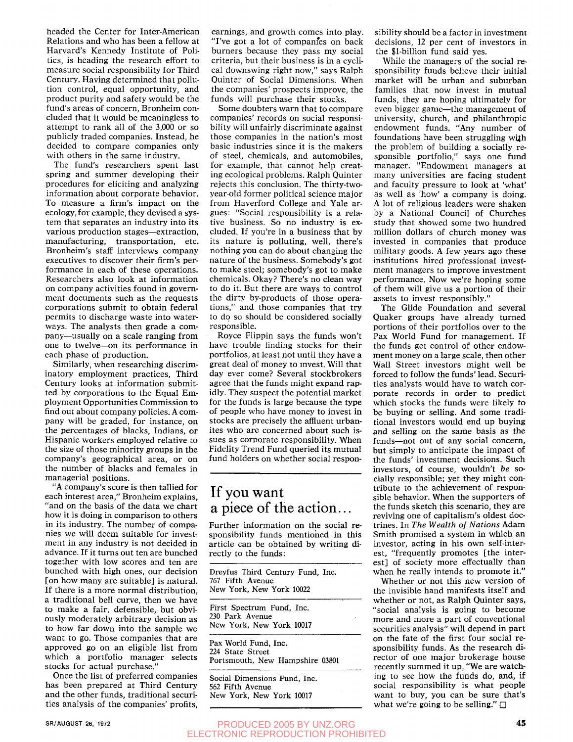headed the Center for Inter-American Relations and who has been a fellow at Harvard's Kennedy Institute of Politics, is heading the research effort to measure social responsibility for Third Century. Having determined that pollution control, equal opportunity, and product purity and safety would be the fund's areas of concern, Bronheim concluded that it would be meaningless to attempt to rank all of the 3,000 or so publicly traded companies. Instead, he decided to compare companies only with others in the same industry.

The fund's researchers spent last spring and summer developing their procedures for eliciting and analyzing information about corporate behavior. To measure a firm's impact on the ecology, for example, they devised a system that separates an industry into its various production stages—extraction, manufacturing, transportation, etc. Bronheim's staff interviews company executives to discover their firm's performance in each of these operations. Researchers also look at information on company activities found in government documents such as the requests corporations submit to obtain federal permits to discharge waste into waterways. The analysts then grade a company—usually on a scale ranging from one to twelve—on its performance in each phase of production.

Similarly, when researching discriminatory employment practices, Third Century looks at information submitted by corporations to the Equal Employment Opportunities Commission to find out about company policies. A company will be graded, for instance, on the percentages of blacks, Indians, or Hispanic workers employed relative to the size of those minority groups in the company's geographical area, or on the number of blacks and females in managerial positions.

"A company's score is then tallied for each interest area," Bronheim explains, "and on the basis of the data we chart how it is doing in comparison to others in its industry. The number of companies we will deem suitable for investment in any industry is not decided in advance. If it turns out ten are bunched together with low scores and ten are bunched with high ones, our decision [on how many are suitable] is natural. If there is a more normal distribution, a traditional bell curve, then we have to make a fair, defensible, but obviously moderately arbitrary decision as to how far down into the sample we want to go. Those companies that are approved go on an eligible list from which a portfolio manager selects stocks for actual purchase."

Once the list of preferred companies has been prepared at Third Century and the other funds, traditional securities analysis of the companies' profits, earnings, and growth comes into play. "I've got a lot of companies on back burners because they pass my social criteria, but their business is in a cyclical downswing right now," says Ralph Quinter of Social Dimensions. When the companies' prospects improve, the funds will purchase their stocks.

Some doubters warn that to compare companies' records on social responsibility will unfairly discriminate against those companies in the nation's most basic industries since it is the makers of steel, chemicals, and automobiles, for example, that cannot help creating ecological problems. Ralph Quinter rejects this conclusion. The thirty-two-year-old former political science major from Haverford College and Yale argues: "Social responsibility is a relative business. So no industry is excluded. If you're in a business that by its nature is polluting, well, there's nothing you can do about changing the nature of the business. Somebody's got to make steel; somebody's got to make chemicals. Okay? There's no clean way to do it. But there are ways to control the dirty by-products of those operations," and those companies that try to do so should be considered socially responsible.

Royce Flippin says the funds won't have trouble finding stocks for their portfolios, at least not until they have a great deal of money to invest. Will that day ever come? Several stockbrokers agree that the funds might expand rapidly. They suspect the potential market for the funds is large because the type of people who have money to invest in stocks are precisely the affluent urbanites who are concerned about such issues as corporate responsibility. When Fidelity Trend Fund queried its mutual fund holders on whether social responsibility should be a factor in investment decisions, 12 per cent of investors in the $1-billion fund said yes.

While the managers of the social responsibility funds believe their initial market will be urban and suburban families that now invest in mutual funds, they are hoping ultimately for even bigger game—the management of university, church, and philanthropic endowment funds. "Any number of foundations have been struggling with the problem of building a socially responsible portfolio," says one fund manager. "Endowment managers at many universities are facing student and faculty pressure to look at 'what' as well as 'how' a company is doing. A lot of religious leaders were shaken by a National Council of Churches study that showed some two hundred million dollars of church money was invested in companies that produce military goods. A few years ago these institutions hired professional investment managers to improve investment performance. Now we're hoping some of them will give us a portion of their assets to invest responsibly."

The Glide Foundation and several Quaker groups have already turned portions of their portfolios over to the Pax World Fund for management. If the funds get control of other endowment money on a large scale, then other Wall Street investors might well be forced to follow the funds' lead. Securities analysts would have to watch corporate records in order to predict which stocks the funds were likely to be buying or selling. And some traditional investors would end up buying and selling on the same basis as the funds—not out of any social concern, but simply to anticipate the impact of the funds' investment decisions. Such investors, of course, wouldn't *be* socially responsible; yet they might contribute to the achievement of responsible behavior. When the supporters of the funds sketch this scenario, they are reviving one of capitalism's oldest doctrines. In *The Wealth of Nations* Adam Smith promised a system in which an investor, acting in his own self-interest, "frequently promotes [the interest] of society more effectually than when he really intends to promote it."

Whether or not this new version of the invisible hand manifests itself and whether or not, as Ralph Quinter says, "social analysis is going to become more and more a part of conventional securities analysis" will depend in part on the fate of the first four social responsibility funds. As the research director of one major brokerage house recently summed it up, "We are watching to see how the funds do, and, if social responsibility is what people want to buy, you can be sure that's what we're going to be selling." □

## If you want a piece of the action...

Further information on the social responsibility funds mentioned in this article can be obtained by writing directly to the funds:

Dreyfus Third Century Fund, Inc.
767 Fifth Avenue
New York, New York 10022

First Spectrum Fund, Inc.
230 Park Avenue
New York, New York 10017

Pax World Fund, Inc.
224 State Street
Portsmouth, New Hampshire 03801

Social Dimensions Fund, Inc.
562 Fifth Avenue
New York, New York 10017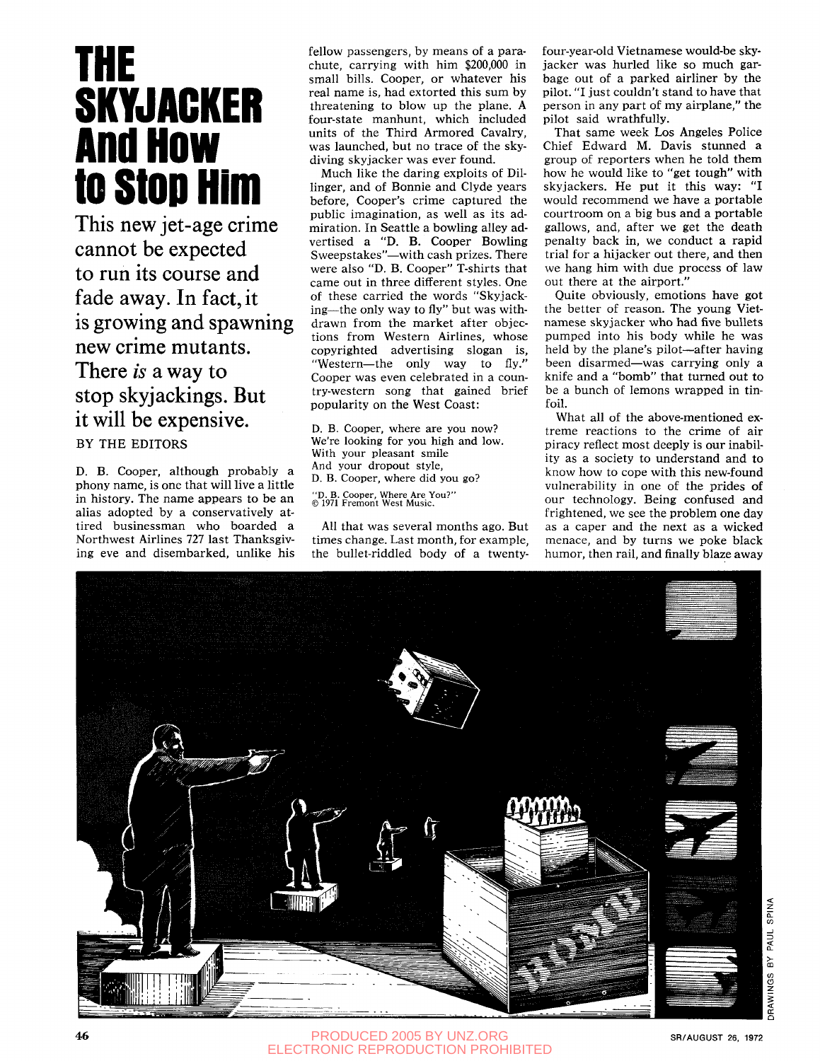# THE SKYJACKER And How to Stop Him

This new jet-age crime cannot be expected to run its course and fade away. In fact, it is growing and spawning new crime mutants. There *is* a way to stop skyjackings. But it will be expensive.

BY THE EDITORS

D. B. Cooper, although probably a phony name, is one that will live a little in history. The name appears to be an alias adopted by a conservatively attired businessman who boarded a Northwest Airlines 727 last Thanksgiving eve and disembarked, unlike his fellow passengers, by means of a parachute, carrying with him $200,000 in small bills. Cooper, or whatever his real name is, had extorted this sum by threatening to blow up the plane. A four-state manhunt, which included units of the Third Armored Cavalry, was launched, but no trace of the sky-diving skyjacker was ever found.

Much like the daring exploits of Dillinger, and of Bonnie and Clyde years before, Cooper's crime captured the public imagination, as well as its admiration. In Seattle a bowling alley advertised a "D. B. Cooper Bowling Sweepstakes"—with cash prizes. There were also "D. B. Cooper" T-shirts that came out in three different styles. One of these carried the words "Skyjacking—the only way to fly" but was withdrawn from the market after objections from Western Airlines, whose copyrighted advertising slogan is, "Western—the only way to fly." Cooper was even celebrated in a country-western song that gained brief popularity on the West Coast:

D. B. Cooper, where are you now?
We're looking for you high and low.
With your pleasant smile
And your dropout style,
D. B. Cooper, where did you go?

"D. B. Cooper, Where Are You?"
© 1971 Fremont West Music.

All that was several months ago. But times change. Last month, for example, the bullet-riddled body of a twenty-four-year-old Vietnamese would-be skyjacker was hurled like so much garbage out of a parked airliner by the pilot. "I just couldn't stand to have that person in any part of my airplane," the pilot said wrathfully.

That same week Los Angeles Police Chief Edward M. Davis stunned a group of reporters when he told them how he would like to "get tough" with skyjackers. He put it this way: "I would recommend we have a portable courtroom on a big bus and a portable gallows, and, after we get the death penalty back in, we conduct a rapid trial for a hijacker out there, and then we hang him with due process of law out there at the airport."

Quite obviously, emotions have got the better of reason. The young Vietnamese skyjacker who had five bullets pumped into his body while he was held by the plane's pilot—after having been disarmed—was carrying only a knife and a "bomb" that turned out to be a bunch of lemons wrapped in tinfoil.

What all of the above-mentioned extreme reactions to the crime of air piracy reflect most deeply is our inability as a society to understand and to know how to cope with this new-found vulnerability in one of the prides of our technology. Being confused and frightened, we see the problem one day as a caper and the next as a wicked menace, and by turns we poke black humor, then rail, and finally blaze away

DRAWINGS BY PAUL SPINA